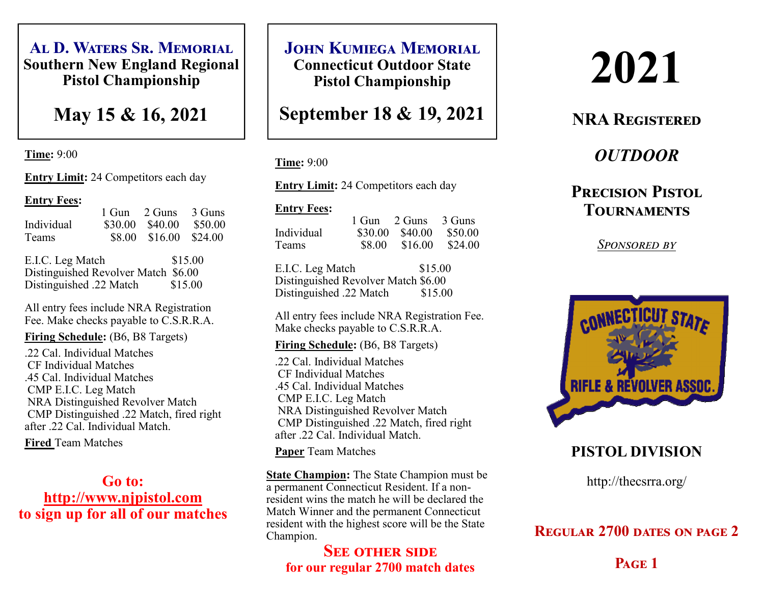# Al D. Waters Sr. Memorial
## Southern New England Regional Pistol Championship

## May 15 & 16, 2021

**Time:** 9:00

**Entry Limit:** 24 Competitors each day

**Entry Fees:**

| | 1 Gun | 2 Guns | 3 Guns |
|---|---|---|---|
| Individual | $30.00 | $40.00 | $50.00 |
| Teams | $8.00 | $16.00 | $24.00 |

| | |
|---|---|
| E.I.C. Leg Match | $15.00 |
| Distinguished Revolver Match | $6.00 |
| Distinguished .22 Match | $15.00 |

All entry fees include NRA Registration Fee. Make checks payable to C.S.R.R.A.

**Firing Schedule:** (B6, B8 Targets)

.22 Cal. Individual Matches
CF Individual Matches
.45 Cal. Individual Matches
CMP E.I.C. Leg Match
NRA Distinguished Revolver Match
CMP Distinguished .22 Match, fired right after .22 Cal. Individual Match.

**Fired** Team Matches

**Go to: http://www.njpistol.com to sign up for all of our matches**

# John Kumiega Memorial
## Connecticut Outdoor State Pistol Championship

## September 18 & 19, 2021

**Time:** 9:00

**Entry Limit:** 24 Competitors each day

**Entry Fees:**

| | 1 Gun | 2 Guns | 3 Guns |
|---|---|---|---|
| Individual | $30.00 | $40.00 | $50.00 |
| Teams | $8.00 | $16.00 | $24.00 |

| | |
|---|---|
| E.I.C. Leg Match | $15.00 |
| Distinguished Revolver Match | $6.00 |
| Distinguished .22 Match | $15.00 |

All entry fees include NRA Registration Fee. Make checks payable to C.S.R.R.A.

**Firing Schedule:** (B6, B8 Targets)

.22 Cal. Individual Matches
CF Individual Matches
.45 Cal. Individual Matches
CMP E.I.C. Leg Match
NRA Distinguished Revolver Match
CMP Distinguished .22 Match, fired right after .22 Cal. Individual Match.

**Paper** Team Matches

**State Champion:** The State Champion must be a permanent Connecticut Resident. If a non-resident wins the match he will be declared the Match Winner and the permanent Connecticut resident with the highest score will be the State Champion.

**See other side for our regular 2700 match dates**

# 2021

## NRA Registered

## *OUTDOOR*

## Precision Pistol Tournaments

*Sponsored by*

CONNECTICUT STATE RIFLE & REVOLVER ASSOC.

## PISTOL DIVISION

http://thecsrra.org/

**Regular 2700 dates on page 2**

**Page 1**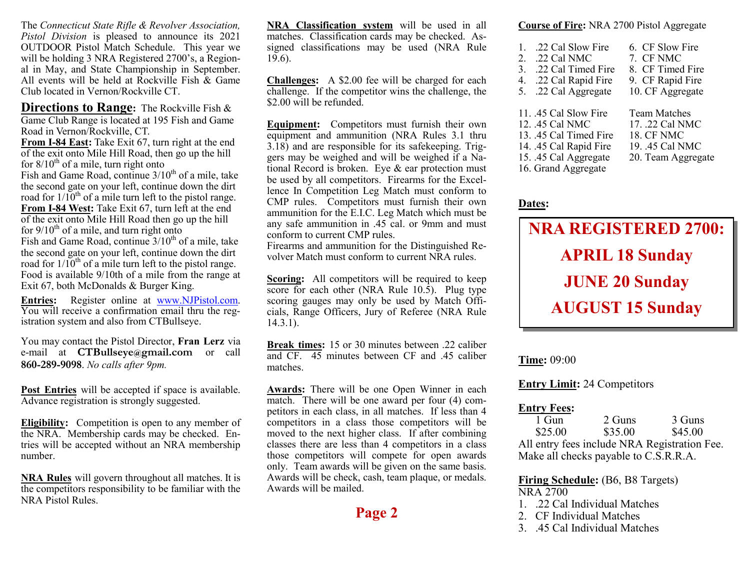The *Connecticut State Rifle & Revolver Association, Pistol Division* is pleased to announce its 2021 OUTDOOR Pistol Match Schedule. This year we will be holding 3 NRA Registered 2700's, a Regional in May, and State Championship in September. All events will be held at Rockville Fish & Game Club located in Vernon/Rockville CT.

## Directions to Range:

The Rockville Fish & Game Club Range is located at 195 Fish and Game Road in Vernon/Rockville, CT.

**From I-84 East:** Take Exit 67, turn right at the end of the exit onto Mile Hill Road, then go up the hill for 8/10th of a mile, turn right onto Fish and Game Road, continue 3/10th of a mile, take the second gate on your left, continue down the dirt road for 1/10th of a mile turn left to the pistol range.

**From I-84 West:** Take Exit 67, turn left at the end of the exit onto Mile Hill Road then go up the hill for 9/10th of a mile, and turn right onto Fish and Game Road, continue 3/10th of a mile, take the second gate on your left, continue down the dirt road for 1/10th of a mile turn left to the pistol range.

Food is available 9/10th of a mile from the range at Exit 67, both McDonalds & Burger King.

**Entries:** Register online at www.NJPistol.com. You will receive a confirmation email thru the registration system and also from CTBullseye.

You may contact the Pistol Director, **Fran Lerz** via e-mail at **CTBullseye@gmail.com** or call **860-289-9098**. *No calls after 9pm.*

**Post Entries** will be accepted if space is available. Advance registration is strongly suggested.

**Eligibility:** Competition is open to any member of the NRA. Membership cards may be checked. Entries will be accepted without an NRA membership number.

**NRA Rules** will govern throughout all matches. It is the competitors responsibility to be familiar with the NRA Pistol Rules.

**NRA Classification system** will be used in all matches. Classification cards may be checked. Assigned classifications may be used (NRA Rule 19.6).

**Challenges:** A $2.00 fee will be charged for each challenge. If the competitor wins the challenge, the $2.00 will be refunded.

**Equipment:** Competitors must furnish their own equipment and ammunition (NRA Rules 3.1 thru 3.18) and are responsible for its safekeeping. Triggers may be weighed and will be weighed if a National Record is broken. Eye & ear protection must be used by all competitors. Firearms for the Excellence In Competition Leg Match must conform to CMP rules. Competitors must furnish their own ammunition for the E.I.C. Leg Match which must be any safe ammunition in .45 cal. or 9mm and must conform to current CMP rules.
Firearms and ammunition for the Distinguished Revolver Match must conform to current NRA rules.

**Scoring:** All competitors will be required to keep score for each other (NRA Rule 10.5). Plug type scoring gauges may only be used by Match Officials, Range Officers, Jury of Referee (NRA Rule 14.3.1).

**Break times:** 15 or 30 minutes between .22 caliber and CF. 45 minutes between CF and .45 caliber matches.

**Awards:** There will be one Open Winner in each match. There will be one award per four (4) competitors in each class, in all matches. If less than 4 competitors in a class those competitors will be moved to the next higher class. If after combining classes there are less than 4 competitors in a class those competitors will compete for open awards only. Team awards will be given on the same basis. Awards will be check, cash, team plaque, or medals. Awards will be mailed.

**Course of Fire:** NRA 2700 Pistol Aggregate

1. .22 Cal Slow Fire
2. .22 Cal NMC
3. .22 Cal Timed Fire
4. .22 Cal Rapid Fire
5. .22 Cal Aggregate
6. CF Slow Fire
7. CF NMC
8. CF Timed Fire
9. CF Rapid Fire
10. CF Aggregate
11. .45 Cal Slow Fire
12. .45 Cal NMC
13. .45 Cal Timed Fire
14. .45 Cal Rapid Fire
15. .45 Cal Aggregate
16. Grand Aggregate

Team Matches

17. .22 Cal NMC
18. CF NMC
19. .45 Cal NMC
20. Team Aggregate

**Dates:**

**NRA REGISTERED 2700:**

**APRIL 18 Sunday**

**JUNE 20 Sunday**

**AUGUST 15 Sunday**

**Time:** 09:00

**Entry Limit:** 24 Competitors

**Entry Fees:**

| 1 Gun | 2 Guns | 3 Guns |
|---|---|---|
| $25.00 | $35.00 | $45.00 |

All entry fees include NRA Registration Fee.
Make all checks payable to C.S.R.R.A.

**Firing Schedule:** (B6, B8 Targets)
NRA 2700

1. .22 Cal Individual Matches
2. CF Individual Matches
3. .45 Cal Individual Matches